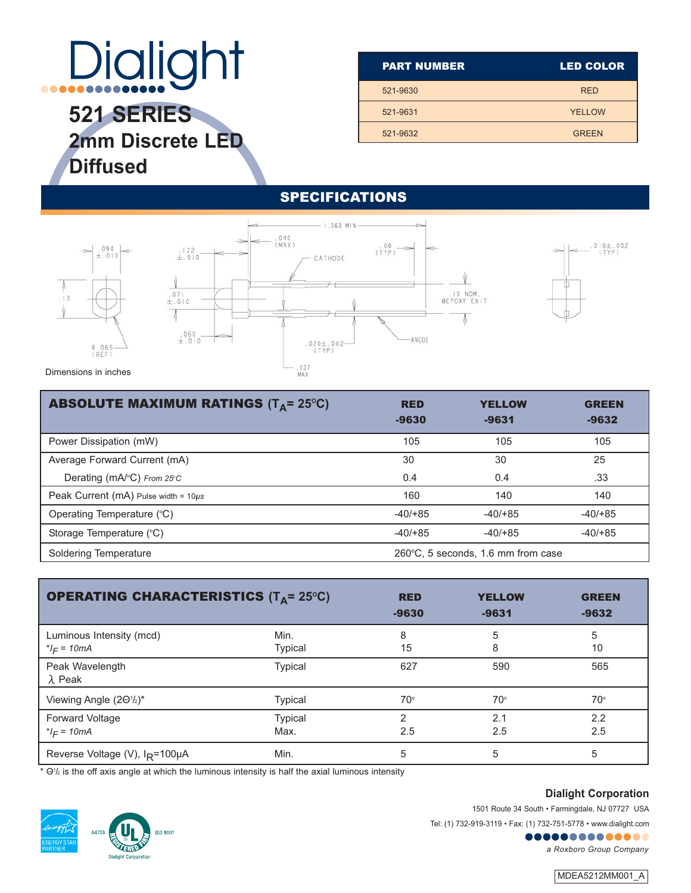# Dialight

## 521 SERIES
## 2mm Discrete LED
## Diffused

| PART NUMBER | LED COLOR |
|---|---|
| 521-9630 | RED |
| 521-9631 | YELLOW |
| 521-9632 | GREEN |

## SPECIFICATIONS

Dimensions in inches

| ABSOLUTE MAXIMUM RATINGS ($T_A$= 25°C) | RED -9630 | YELLOW -9631 | GREEN -9632 |
|---|---|---|---|
| Power Dissipation (mW) | 105 | 105 | 105 |
| Average Forward Current (mA) | 30 | 30 | 25 |
| Derating (mA/°C) *From 25°C* | 0.4 | 0.4 | .33 |
| Peak Current (mA) Pulse width = 10μs | 160 | 140 | 140 |
| Operating Temperature (°C) | -40/+85 | -40/+85 | -40/+85 |
| Storage Temperature (°C) | -40/+85 | -40/+85 | -40/+85 |
| Soldering Temperature | 260°C, 5 seconds, 1.6 mm from case | | |

| OPERATING CHARACTERISTICS ($T_A$= 25°C) | | RED -9630 | YELLOW -9631 | GREEN -9632 |
|---|---|---|---|---|
| Luminous Intensity (mcd) *$I_F$ = 10mA | Min. | 8 | 5 | 5 |
| | Typical | 15 | 8 | 10 |
| Peak Wavelength λ Peak | Typical | 627 | 590 | 565 |
| Viewing Angle ($2\Theta_{1/2}$)* | Typical | 70° | 70° | 70° |
| Forward Voltage *$I_F$ = 10mA | Typical | 2 | 2.1 | 2.2 |
| | Max. | 2.5 | 2.5 | 2.5 |
| Reverse Voltage (V), $I_R$=100μA | Min. | 5 | 5 | 5 |

* $\Theta_{1/2}$ is the off axis angle at which the luminous intensity is half the axial luminous intensity

**Dialight Corporation**
1501 Route 34 South • Farmingdale, NJ 07727 USA
Tel: (1) 732-919-3119 • Fax: (1) 732-751-5778 • www.dialight.com
*a Roxboro Group Company*

MDEA5212MM001_A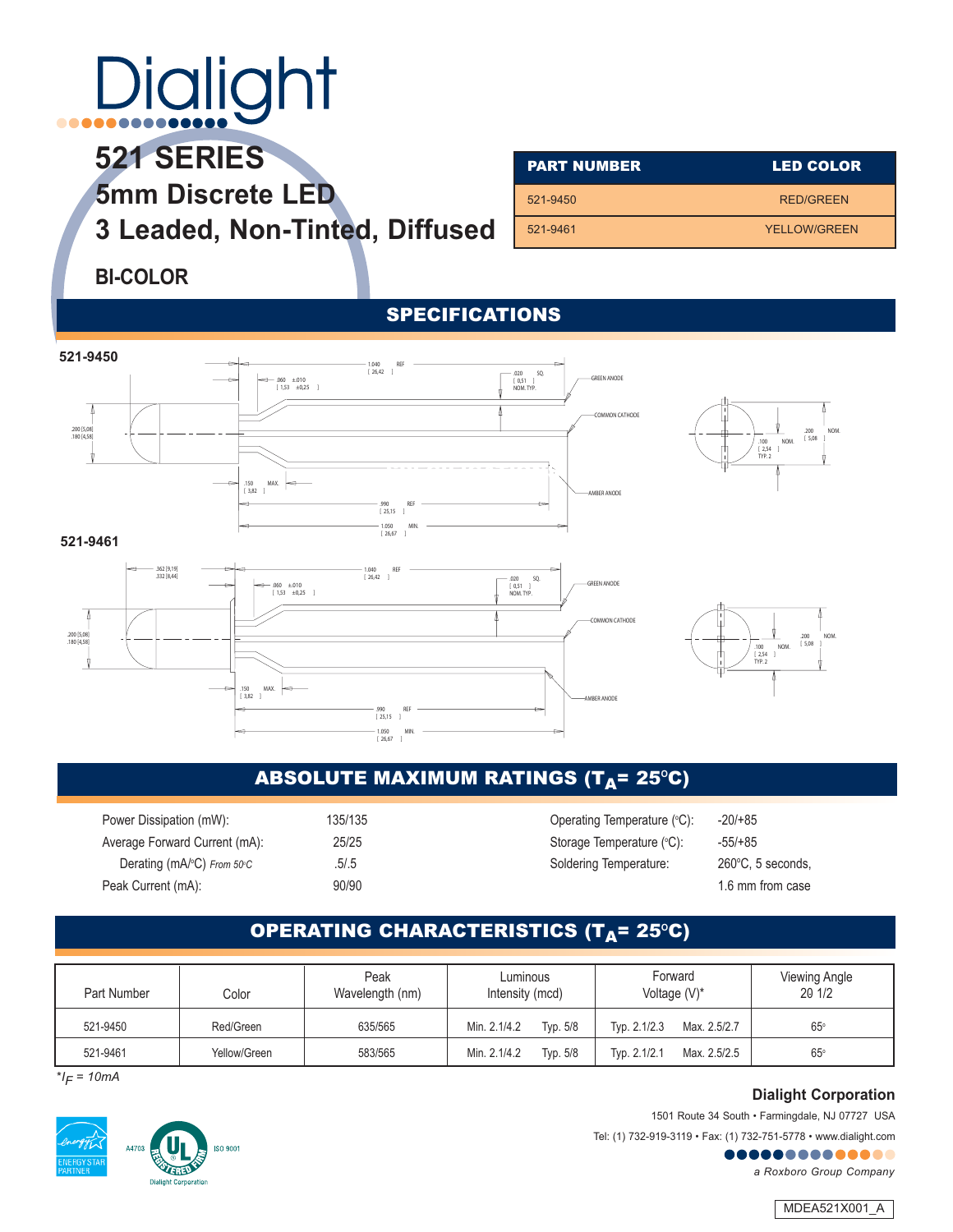# Dialight

## 521 SERIES
## 5mm Discrete LED
## 3 Leaded, Non-Tinted, Diffused

**BI-COLOR**

| PART NUMBER | LED COLOR |
|---|---|
| 521-9450 | RED/GREEN |
| 521-9461 | YELLOW/GREEN |

## SPECIFICATIONS

**521-9450**

1.040 REF [ 26,42 ]
.060 ±.010 [ 1,53 ±0,25 ]
.020 SQ. [ 0,51 ] NOM. TYP.
GREEN ANODE
COMMON CATHODE
AMBER ANODE
.200 [5,08] .180 [4,58]
.150 MAX. [ 3,82 ]
.990 REF [ 25,15 ]
1.050 MIN. [ 26,67 ]
.100 NOM. [ 2,54 ] TYP. 2
.200 NOM. [ 5,08 ]

**521-9461**

.362 [9,19] .332 [8,44]
1.040 REF [ 26,42 ]
.060 ±.010 [ 1,53 ±0,25 ]
.020 SQ. [ 0,51 ] NOM. TYP.
GREEN ANODE
COMMON CATHODE
AMBER ANODE
.200 [5,08] .180 [4,58]
.150 MAX. [ 3,82 ]
.990 REF [ 25,15 ]
1.050 MIN. [ 26,67 ]
.100 NOM. [ 2,54 ] TYP. 2
.200 NOM. [ 5,08 ]

## ABSOLUTE MAXIMUM RATINGS ($T_A$= 25°C)

| | | | |
|---|---|---|---|
| Power Dissipation (mW): | 135/135 | Operating Temperature (°C): | -20/+85 |
| Average Forward Current (mA): | 25/25 | Storage Temperature (°C): | -55/+85 |
| Derating (mA/°C) *From 50°C* | .5/.5 | Soldering Temperature: | 260°C, 5 seconds, 1.6 mm from case |
| Peak Current (mA): | 90/90 | | |

## OPERATING CHARACTERISTICS ($T_A$= 25°C)

| Part Number | Color | Peak Wavelength (nm) | Luminous Intensity (mcd) | Forward Voltage (V)* | Viewing Angle 2θ 1/2 |
|---|---|---|---|---|---|
| 521-9450 | Red/Green | 635/565 | Min. 2.1/4.2 Typ. 5/8 | Typ. 2.1/2.3 Max. 2.5/2.7 | 65° |
| 521-9461 | Yellow/Green | 583/565 | Min. 2.1/4.2 Typ. 5/8 | Typ. 2.1/2.1 Max. 2.5/2.5 | 65° |

*$I_F$ = 10mA*

ENERGY STAR PARTNER

A4703 UL REGISTERED FIRM ISO 9001 Dialight Corporation

**Dialight Corporation**

1501 Route 34 South • Farmingdale, NJ 07727 USA

Tel: (1) 732-919-3119 • Fax: (1) 732-751-5778 • www.dialight.com

*a Roxboro Group Company*

MDEA521X001_A